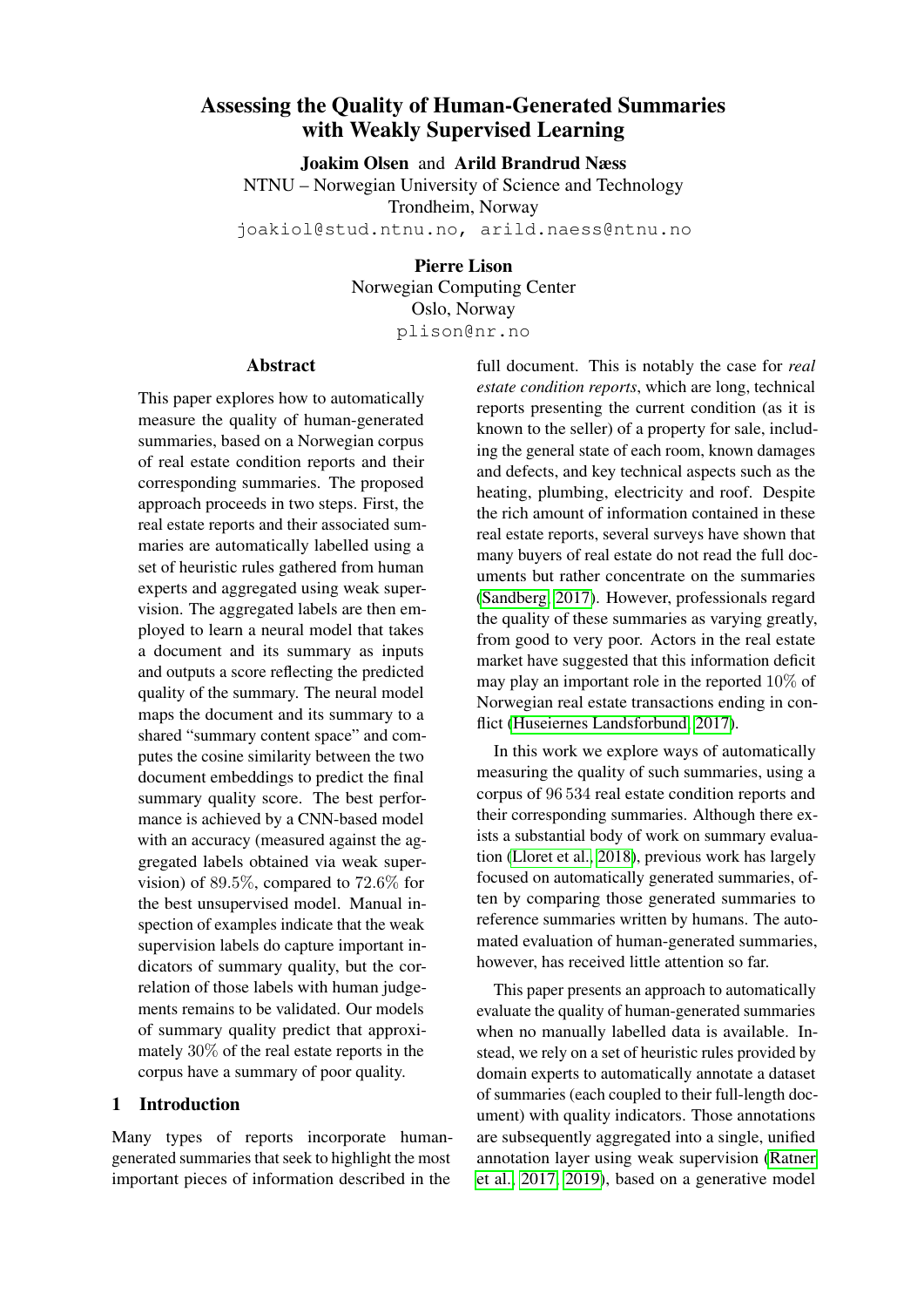# Assessing the Quality of Human-Generated Summaries with Weakly Supervised Learning

**Joakim Olsen** and **Arild Brandrud Næss**
NTNU – Norwegian University of Science and Technology
Trondheim, Norway
joakiol@stud.ntnu.no, arild.naess@ntnu.no

**Pierre Lison**
Norwegian Computing Center
Oslo, Norway
plison@nr.no

## Abstract

This paper explores how to automatically measure the quality of human-generated summaries, based on a Norwegian corpus of real estate condition reports and their corresponding summaries. The proposed approach proceeds in two steps. First, the real estate reports and their associated summaries are automatically labelled using a set of heuristic rules gathered from human experts and aggregated using weak supervision. The aggregated labels are then employed to learn a neural model that takes a document and its summary as inputs and outputs a score reflecting the predicted quality of the summary. The neural model maps the document and its summary to a shared "summary content space" and computes the cosine similarity between the two document embeddings to predict the final summary quality score. The best performance is achieved by a CNN-based model with an accuracy (measured against the aggregated labels obtained via weak supervision) of 89.5%, compared to 72.6% for the best unsupervised model. Manual inspection of examples indicate that the weak supervision labels do capture important indicators of summary quality, but the correlation of those labels with human judgements remains to be validated. Our models of summary quality predict that approximately 30% of the real estate reports in the corpus have a summary of poor quality.

## 1 Introduction

Many types of reports incorporate human-generated summaries that seek to highlight the most important pieces of information described in the full document. This is notably the case for *real estate condition reports*, which are long, technical reports presenting the current condition (as it is known to the seller) of a property for sale, including the general state of each room, known damages and defects, and key technical aspects such as the heating, plumbing, electricity and roof. Despite the rich amount of information contained in these real estate reports, several surveys have shown that many buyers of real estate do not read the full documents but rather concentrate on the summaries (Sandberg, 2017). However, professionals regard the quality of these summaries as varying greatly, from good to very poor. Actors in the real estate market have suggested that this information deficit may play an important role in the reported 10% of Norwegian real estate transactions ending in conflict (Huseiernes Landsforbund, 2017).

In this work we explore ways of automatically measuring the quality of such summaries, using a corpus of 96 534 real estate condition reports and their corresponding summaries. Although there exists a substantial body of work on summary evaluation (Lloret et al., 2018), previous work has largely focused on automatically generated summaries, often by comparing those generated summaries to reference summaries written by humans. The automated evaluation of human-generated summaries, however, has received little attention so far.

This paper presents an approach to automatically evaluate the quality of human-generated summaries when no manually labelled data is available. Instead, we rely on a set of heuristic rules provided by domain experts to automatically annotate a dataset of summaries (each coupled to their full-length document) with quality indicators. Those annotations are subsequently aggregated into a single, unified annotation layer using weak supervision (Ratner et al., 2017, 2019), based on a generative model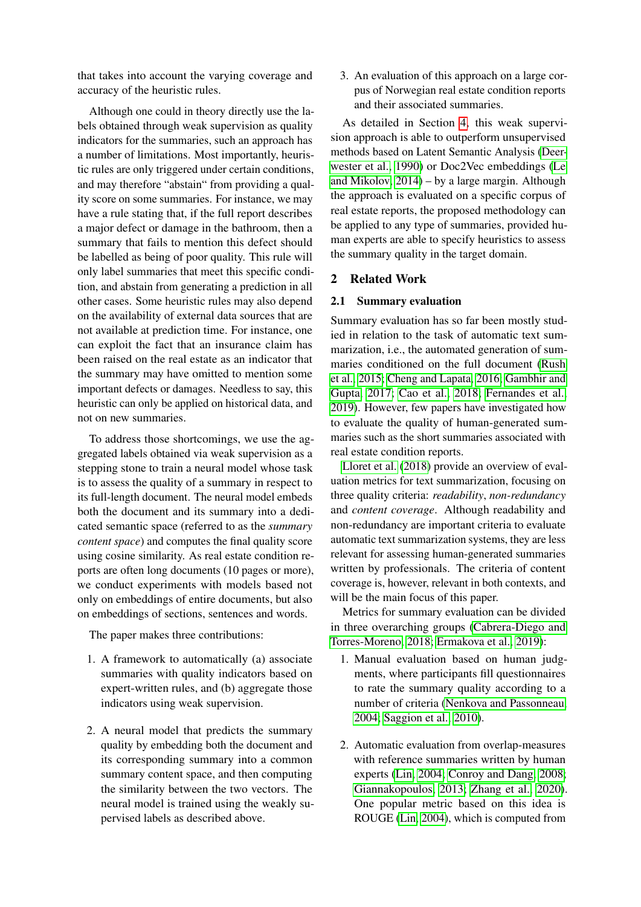that takes into account the varying coverage and accuracy of the heuristic rules.

Although one could in theory directly use the labels obtained through weak supervision as quality indicators for the summaries, such an approach has a number of limitations. Most importantly, heuristic rules are only triggered under certain conditions, and may therefore "abstain" from providing a quality score on some summaries. For instance, we may have a rule stating that, if the full report describes a major defect or damage in the bathroom, then a summary that fails to mention this defect should be labelled as being of poor quality. This rule will only label summaries that meet this specific condition, and abstain from generating a prediction in all other cases. Some heuristic rules may also depend on the availability of external data sources that are not available at prediction time. For instance, one can exploit the fact that an insurance claim has been raised on the real estate as an indicator that the summary may have omitted to mention some important defects or damages. Needless to say, this heuristic can only be applied on historical data, and not on new summaries.

To address those shortcomings, we use the aggregated labels obtained via weak supervision as a stepping stone to train a neural model whose task is to assess the quality of a summary in respect to its full-length document. The neural model embeds both the document and its summary into a dedicated semantic space (referred to as the *summary content space*) and computes the final quality score using cosine similarity. As real estate condition reports are often long documents (10 pages or more), we conduct experiments with models based not only on embeddings of entire documents, but also on embeddings of sections, sentences and words.

The paper makes three contributions:

1. A framework to automatically (a) associate summaries with quality indicators based on expert-written rules, and (b) aggregate those indicators using weak supervision.
2. A neural model that predicts the summary quality by embedding both the document and its corresponding summary into a common summary content space, and then computing the similarity between the two vectors. The neural model is trained using the weakly supervised labels as described above.
3. An evaluation of this approach on a large corpus of Norwegian real estate condition reports and their associated summaries.

As detailed in Section 4, this weak supervision approach is able to outperform unsupervised methods based on Latent Semantic Analysis (Deerwester et al., 1990) or Doc2Vec embeddings (Le and Mikolov, 2014) – by a large margin. Although the approach is evaluated on a specific corpus of real estate reports, the proposed methodology can be applied to any type of summaries, provided human experts are able to specify heuristics to assess the summary quality in the target domain.

## 2 Related Work

### 2.1 Summary evaluation

Summary evaluation has so far been mostly studied in relation to the task of automatic text summarization, i.e., the automated generation of summaries conditioned on the full document (Rush et al., 2015; Cheng and Lapata, 2016; Gambhir and Gupta, 2017; Cao et al., 2018; Fernandes et al., 2019). However, few papers have investigated how to evaluate the quality of human-generated summaries such as the short summaries associated with real estate condition reports.

Lloret et al. (2018) provide an overview of evaluation metrics for text summarization, focusing on three quality criteria: *readability*, *non-redundancy* and *content coverage*. Although readability and non-redundancy are important criteria to evaluate automatic text summarization systems, they are less relevant for assessing human-generated summaries written by professionals. The criteria of content coverage is, however, relevant in both contexts, and will be the main focus of this paper.

Metrics for summary evaluation can be divided in three overarching groups (Cabrera-Diego and Torres-Moreno, 2018; Ermakova et al., 2019):

1. Manual evaluation based on human judgments, where participants fill questionnaires to rate the summary quality according to a number of criteria (Nenkova and Passonneau, 2004; Saggion et al., 2010).
2. Automatic evaluation from overlap-measures with reference summaries written by human experts (Lin, 2004; Conroy and Dang, 2008; Giannakopoulos, 2013; Zhang et al., 2020). One popular metric based on this idea is ROUGE (Lin, 2004), which is computed from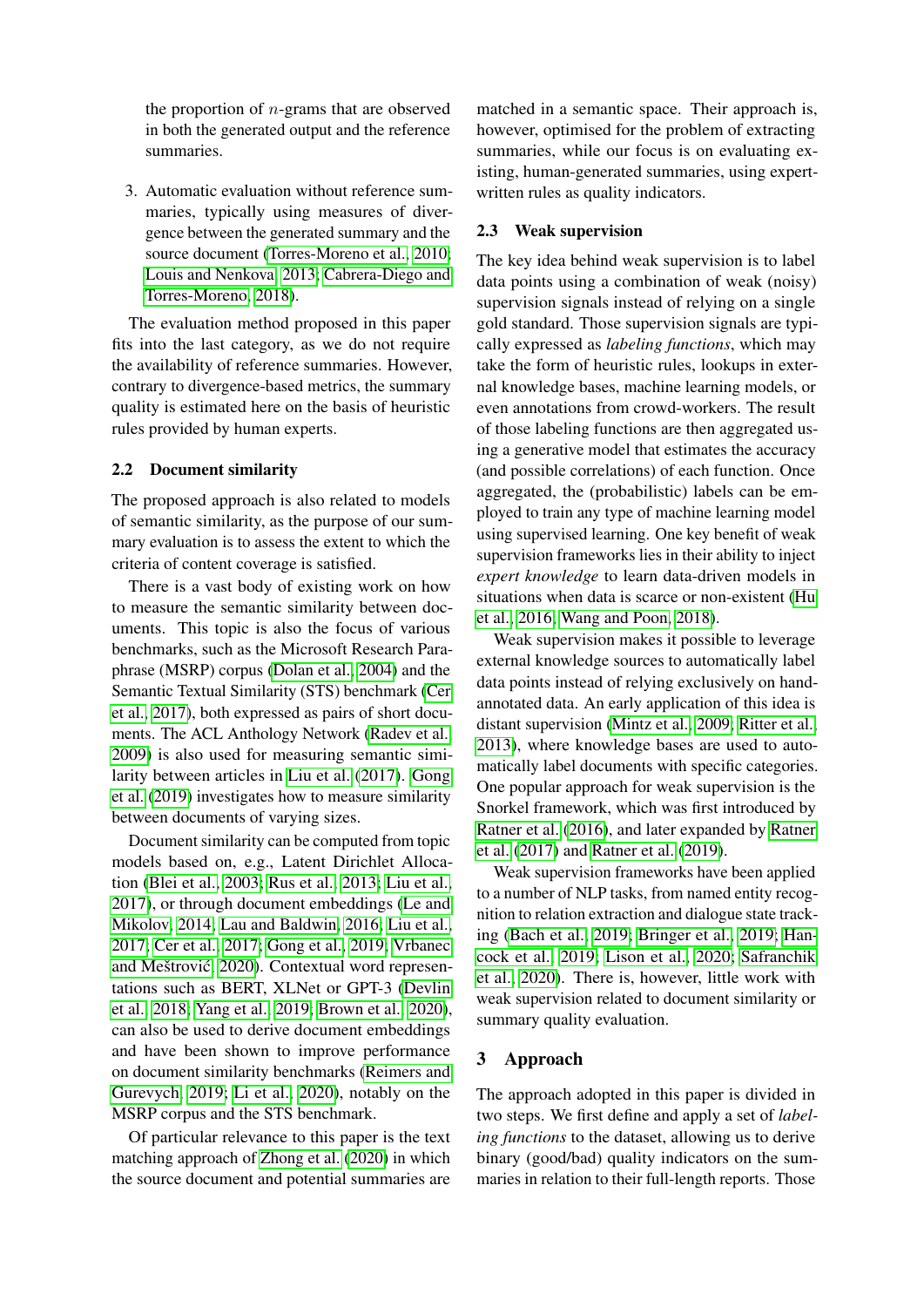the proportion of $n$-grams that are observed in both the generated output and the reference summaries.

3. Automatic evaluation without reference summaries, typically using measures of divergence between the generated summary and the source document (Torres-Moreno et al., 2010; Louis and Nenkova, 2013; Cabrera-Diego and Torres-Moreno, 2018).

The evaluation method proposed in this paper fits into the last category, as we do not require the availability of reference summaries. However, contrary to divergence-based metrics, the summary quality is estimated here on the basis of heuristic rules provided by human experts.

### 2.2 Document similarity

The proposed approach is also related to models of semantic similarity, as the purpose of our summary evaluation is to assess the extent to which the criteria of content coverage is satisfied.

There is a vast body of existing work on how to measure the semantic similarity between documents. This topic is also the focus of various benchmarks, such as the Microsoft Research Paraphrase (MSRP) corpus (Dolan et al., 2004) and the Semantic Textual Similarity (STS) benchmark (Cer et al., 2017), both expressed as pairs of short documents. The ACL Anthology Network (Radev et al., 2009) is also used for measuring semantic similarity between articles in Liu et al. (2017). Gong et al. (2019) investigates how to measure similarity between documents of varying sizes.

Document similarity can be computed from topic models based on, e.g., Latent Dirichlet Allocation (Blei et al., 2003; Rus et al., 2013; Liu et al., 2017), or through document embeddings (Le and Mikolov, 2014; Lau and Baldwin, 2016; Liu et al., 2017; Cer et al., 2017; Gong et al., 2019; Vrbanec and Meštrović, 2020). Contextual word representations such as BERT, XLNet or GPT-3 (Devlin et al., 2018; Yang et al., 2019; Brown et al., 2020), can also be used to derive document embeddings and have been shown to improve performance on document similarity benchmarks (Reimers and Gurevych, 2019; Li et al., 2020), notably on the MSRP corpus and the STS benchmark.

Of particular relevance to this paper is the text matching approach of Zhong et al. (2020) in which the source document and potential summaries are matched in a semantic space. Their approach is, however, optimised for the problem of extracting summaries, while our focus is on evaluating existing, human-generated summaries, using expert-written rules as quality indicators.

### 2.3 Weak supervision

The key idea behind weak supervision is to label data points using a combination of weak (noisy) supervision signals instead of relying on a single gold standard. Those supervision signals are typically expressed as *labeling functions*, which may take the form of heuristic rules, lookups in external knowledge bases, machine learning models, or even annotations from crowd-workers. The result of those labeling functions are then aggregated using a generative model that estimates the accuracy (and possible correlations) of each function. Once aggregated, the (probabilistic) labels can be employed to train any type of machine learning model using supervised learning. One key benefit of weak supervision frameworks lies in their ability to inject *expert knowledge* to learn data-driven models in situations when data is scarce or non-existent (Hu et al., 2016; Wang and Poon, 2018).

Weak supervision makes it possible to leverage external knowledge sources to automatically label data points instead of relying exclusively on hand-annotated data. An early application of this idea is distant supervision (Mintz et al., 2009; Ritter et al., 2013), where knowledge bases are used to automatically label documents with specific categories. One popular approach for weak supervision is the Snorkel framework, which was first introduced by Ratner et al. (2016), and later expanded by Ratner et al. (2017) and Ratner et al. (2019).

Weak supervision frameworks have been applied to a number of NLP tasks, from named entity recognition to relation extraction and dialogue state tracking (Bach et al., 2019; Bringer et al., 2019; Hancock et al., 2019; Lison et al., 2020; Safranchik et al., 2020). There is, however, little work with weak supervision related to document similarity or summary quality evaluation.

## 3 Approach

The approach adopted in this paper is divided in two steps. We first define and apply a set of *labeling functions* to the dataset, allowing us to derive binary (good/bad) quality indicators on the summaries in relation to their full-length reports. Those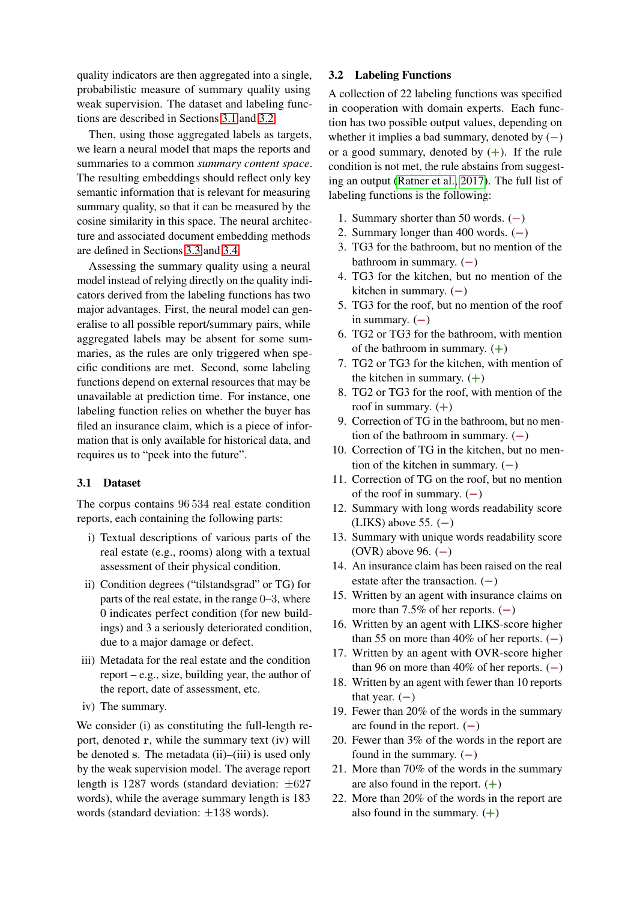quality indicators are then aggregated into a single, probabilistic measure of summary quality using weak supervision. The dataset and labeling functions are described in Sections 3.1 and 3.2.

Then, using those aggregated labels as targets, we learn a neural model that maps the reports and summaries to a common *summary content space*. The resulting embeddings should reflect only key semantic information that is relevant for measuring summary quality, so that it can be measured by the cosine similarity in this space. The neural architecture and associated document embedding methods are defined in Sections 3.3 and 3.4.

Assessing the summary quality using a neural model instead of relying directly on the quality indicators derived from the labeling functions has two major advantages. First, the neural model can generalise to all possible report/summary pairs, while aggregated labels may be absent for some summaries, as the rules are only triggered when specific conditions are met. Second, some labeling functions depend on external resources that may be unavailable at prediction time. For instance, one labeling function relies on whether the buyer has filed an insurance claim, which is a piece of information that is only available for historical data, and requires us to "peek into the future".

### 3.1 Dataset

The corpus contains 96 534 real estate condition reports, each containing the following parts:

i) Textual descriptions of various parts of the real estate (e.g., rooms) along with a textual assessment of their physical condition.

ii) Condition degrees ("tilstandsgrad" or TG) for parts of the real estate, in the range 0–3, where 0 indicates perfect condition (for new buildings) and 3 a seriously deteriorated condition, due to a major damage or defect.

iii) Metadata for the real estate and the condition report – e.g., size, building year, the author of the report, date of assessment, etc.

iv) The summary.

We consider (i) as constituting the full-length report, denoted $\mathbf{r}$, while the summary text (iv) will be denoted $\mathbf{s}$. The metadata (ii)–(iii) is used only by the weak supervision model. The average report length is 1287 words (standard deviation: $\pm 627$ words), while the average summary length is 183 words (standard deviation: $\pm 138$ words).

### 3.2 Labeling Functions

A collection of 22 labeling functions was specified in cooperation with domain experts. Each function has two possible output values, depending on whether it implies a bad summary, denoted by (−) or a good summary, denoted by (+). If the rule condition is not met, the rule abstains from suggesting an output (Ratner et al., 2017). The full list of labeling functions is the following:

1. Summary shorter than 50 words. (−)
2. Summary longer than 400 words. (−)
3. TG3 for the bathroom, but no mention of the bathroom in summary. (−)
4. TG3 for the kitchen, but no mention of the kitchen in summary. (−)
5. TG3 for the roof, but no mention of the roof in summary. (−)
6. TG2 or TG3 for the bathroom, with mention of the bathroom in summary. (+)
7. TG2 or TG3 for the kitchen, with mention of the kitchen in summary. (+)
8. TG2 or TG3 for the roof, with mention of the roof in summary. (+)
9. Correction of TG in the bathroom, but no mention of the bathroom in summary. (−)
10. Correction of TG in the kitchen, but no mention of the kitchen in summary. (−)
11. Correction of TG on the roof, but no mention of the roof in summary. (−)
12. Summary with long words readability score (LIKS) above 55. (−)
13. Summary with unique words readability score (OVR) above 96. (−)
14. An insurance claim has been raised on the real estate after the transaction. (−)
15. Written by an agent with insurance claims on more than 7.5% of her reports. (−)
16. Written by an agent with LIKS-score higher than 55 on more than 40% of her reports. (−)
17. Written by an agent with OVR-score higher than 96 on more than 40% of her reports. (−)
18. Written by an agent with fewer than 10 reports that year. (−)
19. Fewer than 20% of the words in the summary are found in the report. (−)
20. Fewer than 3% of the words in the report are found in the summary. (−)
21. More than 70% of the words in the summary are also found in the report. (+)
22. More than 20% of the words in the report are also found in the summary. (+)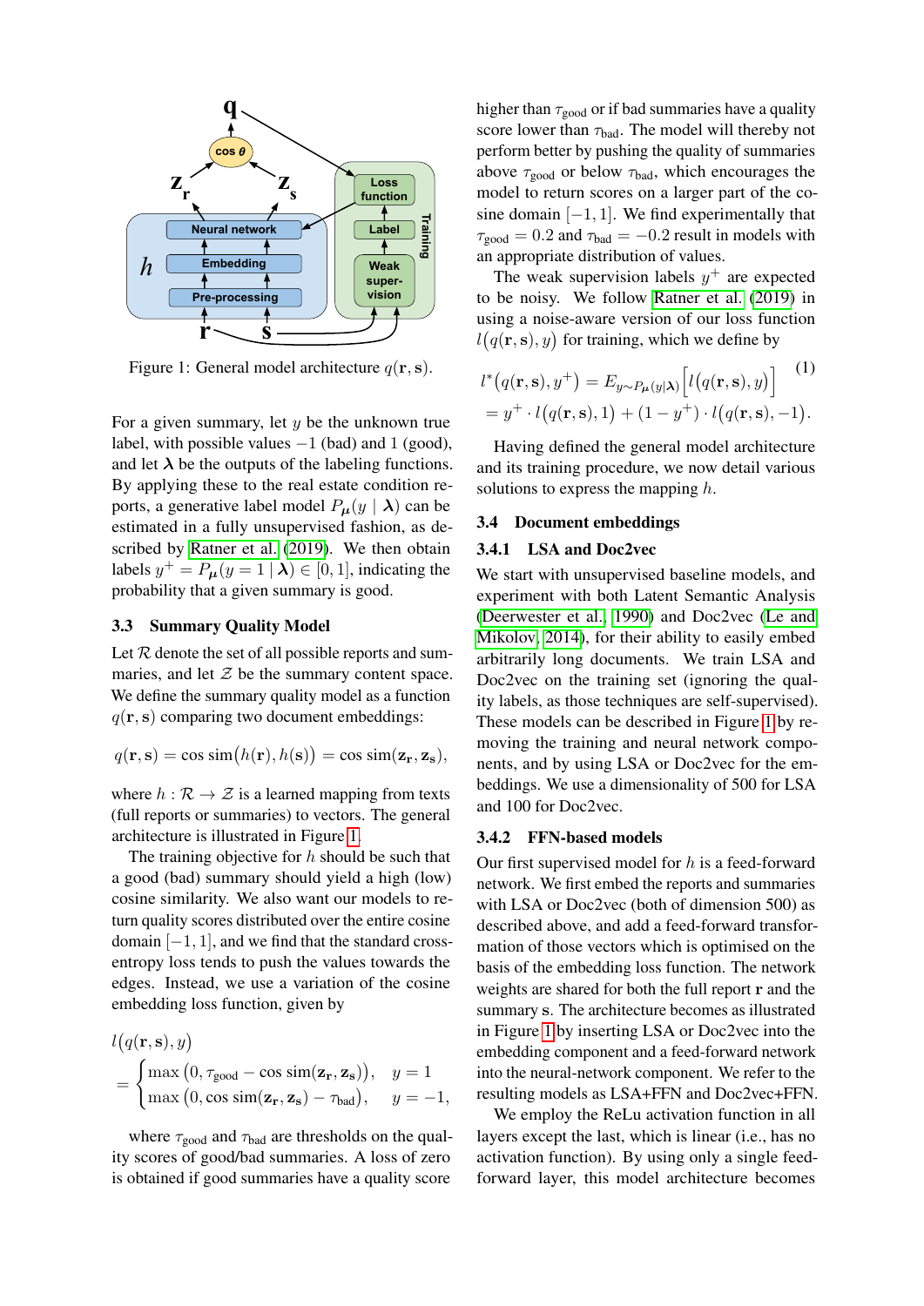Figure 1: General model architecture $q(\mathbf{r}, \mathbf{s})$.

For a given summary, let $y$ be the unknown true label, with possible values $-1$ (bad) and 1 (good), and let $\boldsymbol{\lambda}$ be the outputs of the labeling functions. By applying these to the real estate condition reports, a generative label model $P_{\boldsymbol{\mu}}(y \mid \boldsymbol{\lambda})$ can be estimated in a fully unsupervised fashion, as described by Ratner et al. (2019). We then obtain labels $y^+ = P_{\boldsymbol{\mu}}(y = 1 \mid \boldsymbol{\lambda}) \in [0, 1]$, indicating the probability that a given summary is good.

### 3.3 Summary Quality Model

Let $\mathcal{R}$ denote the set of all possible reports and summaries, and let $\mathcal{Z}$ be the summary content space. We define the summary quality model as a function $q(\mathbf{r}, \mathbf{s})$ comparing two document embeddings:

$$q(\mathbf{r}, \mathbf{s}) = \cos \text{sim}\big(h(\mathbf{r}), h(\mathbf{s})\big) = \cos \text{sim}(\mathbf{z_r}, \mathbf{z_s}),$$

where $h : \mathcal{R} \to \mathcal{Z}$ is a learned mapping from texts (full reports or summaries) to vectors. The general architecture is illustrated in Figure 1.

The training objective for $h$ should be such that a good (bad) summary should yield a high (low) cosine similarity. We also want our models to return quality scores distributed over the entire cosine domain $[-1, 1]$, and we find that the standard cross-entropy loss tends to push the values towards the edges. Instead, we use a variation of the cosine embedding loss function, given by

$$l\big(q(\mathbf{r}, \mathbf{s}), y\big) = \begin{cases} \max\big(0, \tau_{\text{good}} - \cos \text{sim}(\mathbf{z_r}, \mathbf{z_s})\big), & y = 1 \\ \max\big(0, \cos \text{sim}(\mathbf{z_r}, \mathbf{z_s}) - \tau_{\text{bad}}\big), & y = -1, \end{cases}$$

where $\tau_{\text{good}}$ and $\tau_{\text{bad}}$ are thresholds on the quality scores of good/bad summaries. A loss of zero is obtained if good summaries have a quality score higher than $\tau_{\text{good}}$ or if bad summaries have a quality score lower than $\tau_{\text{bad}}$. The model will thereby not perform better by pushing the quality of summaries above $\tau_{\text{good}}$ or below $\tau_{\text{bad}}$, which encourages the model to return scores on a larger part of the cosine domain $[-1, 1]$. We find experimentally that $\tau_{\text{good}} = 0.2$ and $\tau_{\text{bad}} = -0.2$ result in models with an appropriate distribution of values.

The weak supervision labels $y^+$ are expected to be noisy. We follow Ratner et al. (2019) in using a noise-aware version of our loss function $l(q(\mathbf{r}, \mathbf{s}), y)$ for training, which we define by

$$\begin{aligned} l^*\big(q(\mathbf{r}, \mathbf{s}), y^+\big) &= E_{y \sim P_{\boldsymbol{\mu}}(y|\boldsymbol{\lambda})}\Big[l\big(q(\mathbf{r}, \mathbf{s}), y\big)\Big] \\ &= y^+ \cdot l\big(q(\mathbf{r}, \mathbf{s}), 1\big) + (1 - y^+) \cdot l\big(q(\mathbf{r}, \mathbf{s}), -1\big). \end{aligned} \quad (1)$$

Having defined the general model architecture and its training procedure, we now detail various solutions to express the mapping $h$.

### 3.4 Document embeddings

#### 3.4.1 LSA and Doc2vec

We start with unsupervised baseline models, and experiment with both Latent Semantic Analysis (Deerwester et al., 1990) and Doc2vec (Le and Mikolov, 2014), for their ability to easily embed arbitrarily long documents. We train LSA and Doc2vec on the training set (ignoring the quality labels, as those techniques are self-supervised). These models can be described in Figure 1 by removing the training and neural network components, and by using LSA or Doc2vec for the embeddings. We use a dimensionality of 500 for LSA and 100 for Doc2vec.

#### 3.4.2 FFN-based models

Our first supervised model for $h$ is a feed-forward network. We first embed the reports and summaries with LSA or Doc2vec (both of dimension 500) as described above, and add a feed-forward transformation of those vectors which is optimised on the basis of the embedding loss function. The network weights are shared for both the full report $\mathbf{r}$ and the summary $\mathbf{s}$. The architecture becomes as illustrated in Figure 1 by inserting LSA or Doc2vec into the embedding component and a feed-forward network into the neural-network component. We refer to the resulting models as LSA+FFN and Doc2vec+FFN.

We employ the ReLu activation function in all layers except the last, which is linear (i.e., has no activation function). By using only a single feed-forward layer, this model architecture becomes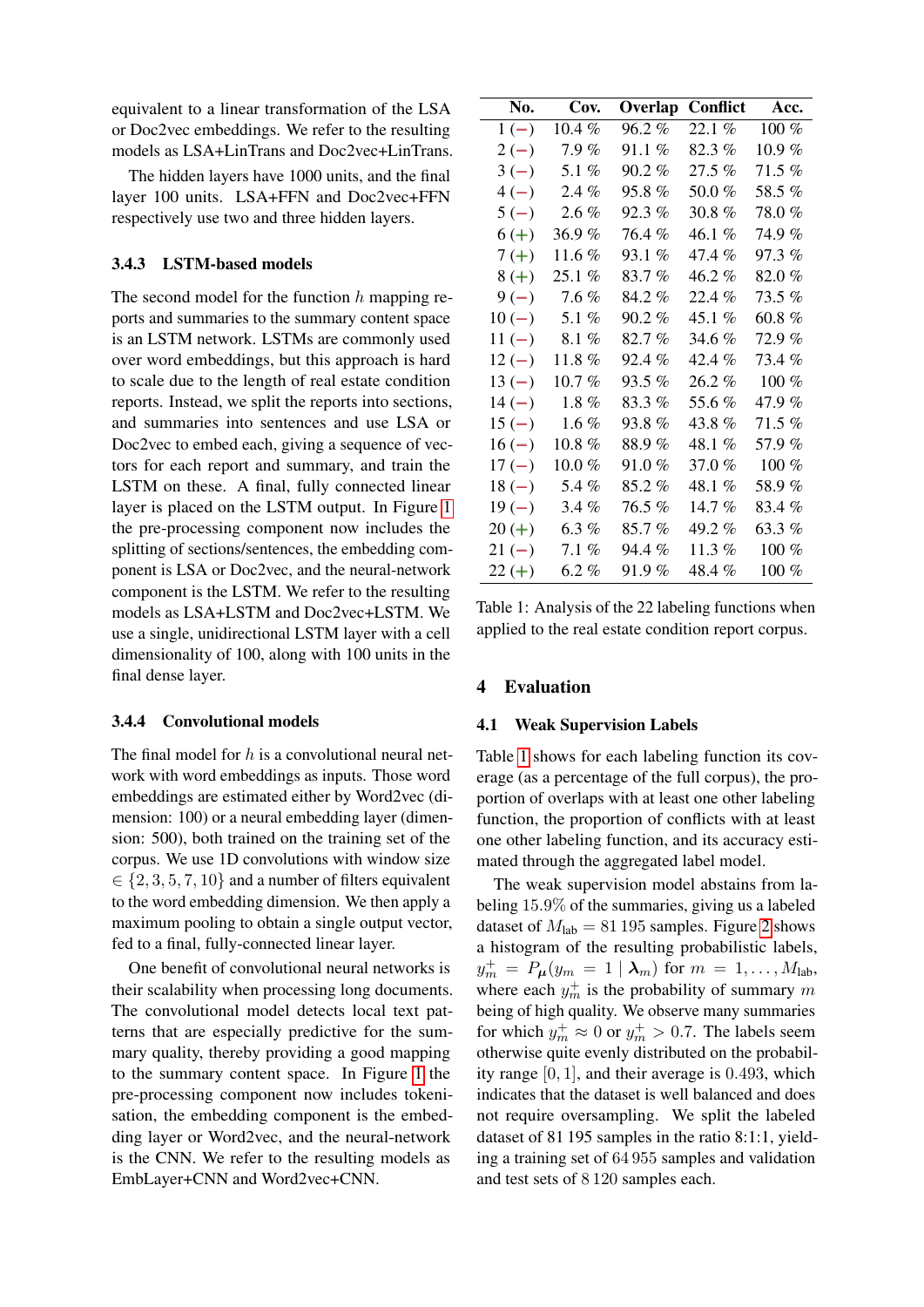equivalent to a linear transformation of the LSA or Doc2vec embeddings. We refer to these resulting models as LSA+LinTrans and Doc2vec+LinTrans.

The hidden layers have 1000 units, and the final layer 100 units. LSA+FFN and Doc2vec+FFN respectively use two and three hidden layers.

### 3.4.3 LSTM-based models

The second model for the function $h$ mapping reports and summaries to the summary content space is an LSTM network. LSTMs are commonly used over word embeddings, but this approach is hard to scale due to the length of real estate condition reports. Instead, we split the reports into sections, and summaries into sentences and use LSA or Doc2vec to embed each, giving a sequence of vectors for each report and summary, and train the LSTM on these. A final, fully connected linear layer is placed on the LSTM output. In Figure 1 the pre-processing component now includes the splitting of sections/sentences, the embedding component is LSA or Doc2vec, and the neural-network component is the LSTM. We refer to the resulting models as LSA+LSTM and Doc2vec+LSTM. We use a single, unidirectional LSTM layer with a cell dimensionality of 100, along with 100 units in the final dense layer.

### 3.4.4 Convolutional models

The final model for $h$ is a convolutional neural network with word embeddings as inputs. Those word embeddings are estimated either by Word2vec (dimension: 100) or a neural embedding layer (dimension: 500), both trained on the training set of the corpus. We use 1D convolutions with window size $\in \{2, 3, 5, 7, 10\}$ and a number of filters equivalent to the word embedding dimension. We then apply a maximum pooling to obtain a single output vector, fed to a final, fully-connected linear layer.

One benefit of convolutional neural networks is their scalability when processing long documents. The convolutional model detects local text patterns that are especially predictive for the summary quality, thereby providing a good mapping to the summary content space. In Figure 1 the pre-processing component now includes tokenisation, the embedding component is the embedding layer or Word2vec, and the neural-network is the CNN. We refer to the resulting models as EmbLayer+CNN and Word2vec+CNN.

| No. | Cov. | Overlap | Conflict | Acc. |
|---|---|---|---|---|
| 1 (−) | 10.4 % | 96.2 % | 22.1 % | 100 % |
| 2 (−) | 7.9 % | 91.1 % | 82.3 % | 10.9 % |
| 3 (−) | 5.1 % | 90.2 % | 27.5 % | 71.5 % |
| 4 (−) | 2.4 % | 95.8 % | 50.0 % | 58.5 % |
| 5 (−) | 2.6 % | 92.3 % | 30.8 % | 78.0 % |
| 6 (+) | 36.9 % | 76.4 % | 46.1 % | 74.9 % |
| 7 (+) | 11.6 % | 93.1 % | 47.4 % | 97.3 % |
| 8 (+) | 25.1 % | 83.7 % | 46.2 % | 82.0 % |
| 9 (−) | 7.6 % | 84.2 % | 22.4 % | 73.5 % |
| 10 (−) | 5.1 % | 90.2 % | 45.1 % | 60.8 % |
| 11 (−) | 8.1 % | 82.7 % | 34.6 % | 72.9 % |
| 12 (−) | 11.8 % | 92.4 % | 42.4 % | 73.4 % |
| 13 (−) | 10.7 % | 93.5 % | 26.2 % | 100 % |
| 14 (−) | 1.8 % | 83.3 % | 55.6 % | 47.9 % |
| 15 (−) | 1.6 % | 93.8 % | 43.8 % | 71.5 % |
| 16 (−) | 10.8 % | 88.9 % | 48.1 % | 57.9 % |
| 17 (−) | 10.0 % | 91.0 % | 37.0 % | 100 % |
| 18 (−) | 5.4 % | 85.2 % | 48.1 % | 58.9 % |
| 19 (−) | 3.4 % | 76.5 % | 14.7 % | 83.4 % |
| 20 (+) | 6.3 % | 85.7 % | 49.2 % | 63.3 % |
| 21 (−) | 7.1 % | 94.4 % | 11.3 % | 100 % |
| 22 (+) | 6.2 % | 91.9 % | 48.4 % | 100 % |

Table 1: Analysis of the 22 labeling functions when applied to the real estate condition report corpus.

## 4 Evaluation

### 4.1 Weak Supervision Labels

Table 1 shows for each labeling function its coverage (as a percentage of the full corpus), the proportion of overlaps with at least one other labeling function, the proportion of conflicts with at least one other labeling function, and its accuracy estimated through the aggregated label model.

The weak supervision model abstains from labeling 15.9% of the summaries, giving us a labeled dataset of $M_{\text{lab}} = 81\,195$ samples. Figure 2 shows a histogram of the resulting probabilistic labels, $y_m^+ = P_{\boldsymbol{\mu}}(y_m = 1 \mid \boldsymbol{\lambda}_m)$ for $m = 1, \ldots, M_{\text{lab}}$, where each $y_m^+$ is the probability of summary $m$ being of high quality. We observe many summaries for which $y_m^+ \approx 0$ or $y_m^+ > 0.7$. The labels seem otherwise quite evenly distributed on the probability range $[0, 1]$, and their average is 0.493, which indicates that the dataset is well balanced and does not require oversampling. We split the labeled dataset of 81 195 samples in the ratio 8:1:1, yielding a training set of 64 955 samples and validation and test sets of 8 120 samples each.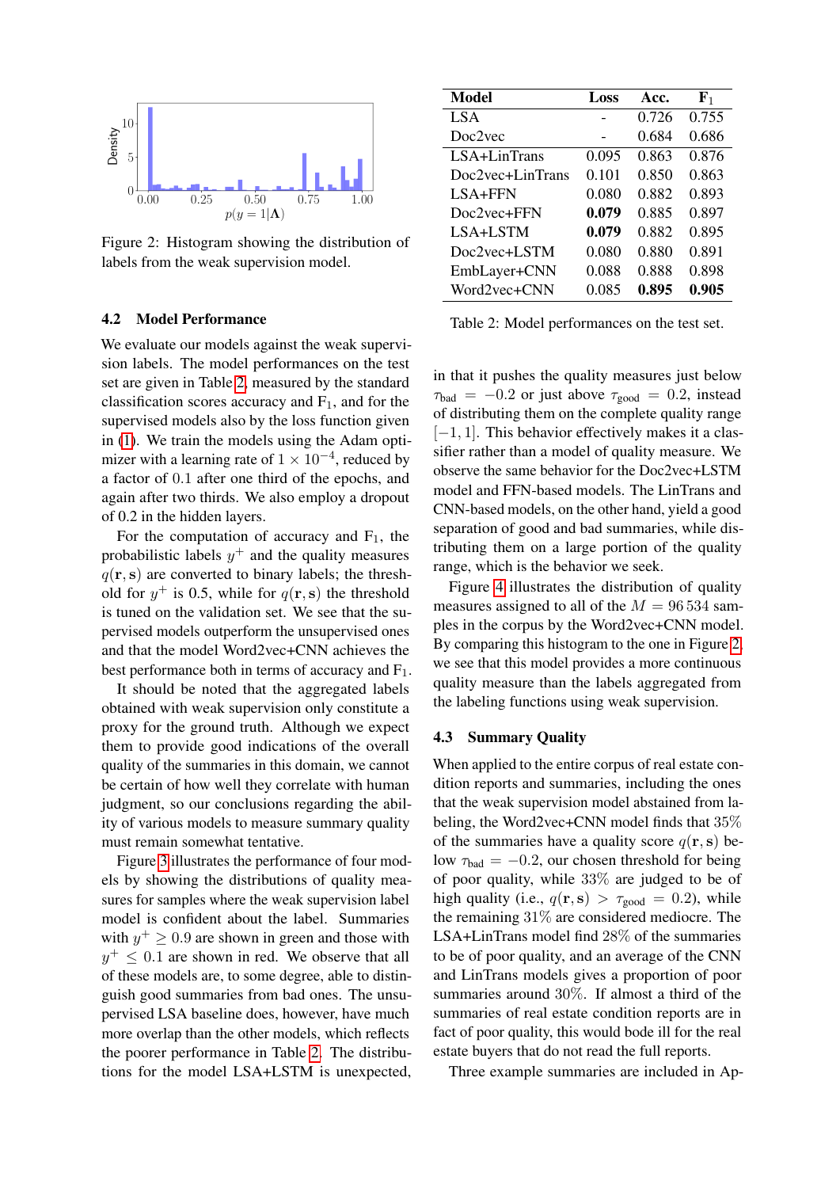Figure 2: Histogram showing the distribution of labels from the weak supervision model.

### 4.2 Model Performance

We evaluate our models against the weak supervision labels. The model performances on the test set are given in Table 2, measured by the standard classification scores accuracy and $F_1$, and for the supervised models also by the loss function given in (1). We train the models using the Adam optimizer with a learning rate of $1 \times 10^{-4}$, reduced by a factor of 0.1 after one third of the epochs, and again after two thirds. We also employ a dropout of 0.2 in the hidden layers.

For the computation of accuracy and $F_1$, the probabilistic labels $y^+$ and the quality measures $q(\mathbf{r}, \mathbf{s})$ are converted to binary labels; the threshold for $y^+$ is 0.5, while for $q(\mathbf{r}, \mathbf{s})$ the threshold is tuned on the validation set. We see that the supervised models outperform the unsupervised ones and that the model Word2vec+CNN achieves the best performance both in terms of accuracy and $F_1$.

It should be noted that the aggregated labels obtained with weak supervision only constitute a proxy for the ground truth. Although we expect them to provide good indications of the overall quality of the summaries in this domain, we cannot be certain of how well they correlate with human judgment, so our conclusions regarding the ability of various models to measure summary quality must remain somewhat tentative.

Figure 3 illustrates the performance of four models by showing the distributions of quality measures for samples where the weak supervision label model is confident about the label. Summaries with $y^+ \geq 0.9$ are shown in green and those with $y^+ \leq 0.1$ are shown in red. We observe that all of these models are, to some degree, able to distinguish good summaries from bad ones. The unsupervised LSA baseline does, however, have much more overlap than the other models, which reflects the poorer performance in Table 2. The distributions for the model LSA+LSTM is unexpected, in that it pushes the quality measures just below $\tau_{\text{bad}} = -0.2$ or just above $\tau_{\text{good}} = 0.2$, instead of distributing them on the complete quality range $[-1, 1]$. This behavior effectively makes it a classifier rather than a model of quality measure. We observe the same behavior for the Doc2vec+LSTM model and FFN-based models. The LinTrans and CNN-based models, on the other hand, yield a good separation of good and bad summaries, while distributing them on a large portion of the quality range, which is the behavior we seek.

| Model | Loss | Acc. | $F_1$ |
|---|---|---|---|
| LSA | - | 0.726 | 0.755 |
| Doc2vec | - | 0.684 | 0.686 |
| LSA+LinTrans | 0.095 | 0.863 | 0.876 |
| Doc2vec+LinTrans | 0.101 | 0.850 | 0.863 |
| LSA+FFN | 0.080 | 0.882 | 0.893 |
| Doc2vec+FFN | **0.079** | 0.885 | 0.897 |
| LSA+LSTM | **0.079** | 0.882 | 0.895 |
| Doc2vec+LSTM | 0.080 | 0.880 | 0.891 |
| EmbLayer+CNN | 0.088 | 0.888 | 0.898 |
| Word2vec+CNN | 0.085 | **0.895** | **0.905** |

Table 2: Model performances on the test set.

Figure 4 illustrates the distribution of quality measures assigned to all of the $M = 96\,534$ samples in the corpus by the Word2vec+CNN model. By comparing this histogram to the one in Figure 2, we see that this model provides a more continuous quality measure than the labels aggregated from the labeling functions using weak supervision.

### 4.3 Summary Quality

When applied to the entire corpus of real estate condition reports and summaries, including the ones that the weak supervision model abstained from labeling, the Word2vec+CNN model finds that 35% of the summaries have a quality score $q(\mathbf{r}, \mathbf{s})$ below $\tau_{\text{bad}} = -0.2$, our chosen threshold for being of poor quality, while 33% are judged to be of high quality (i.e., $q(\mathbf{r}, \mathbf{s}) > \tau_{\text{good}} = 0.2$), while the remaining 31% are considered mediocre. The LSA+LinTrans model find 28% of the summaries to be of poor quality, and an average of the CNN and LinTrans models gives a proportion of poor summaries around 30%. If almost a third of the summaries of real estate condition reports are in fact of poor quality, this would bode ill for the real estate buyers that do not read the full reports.

Three example summaries are included in Ap-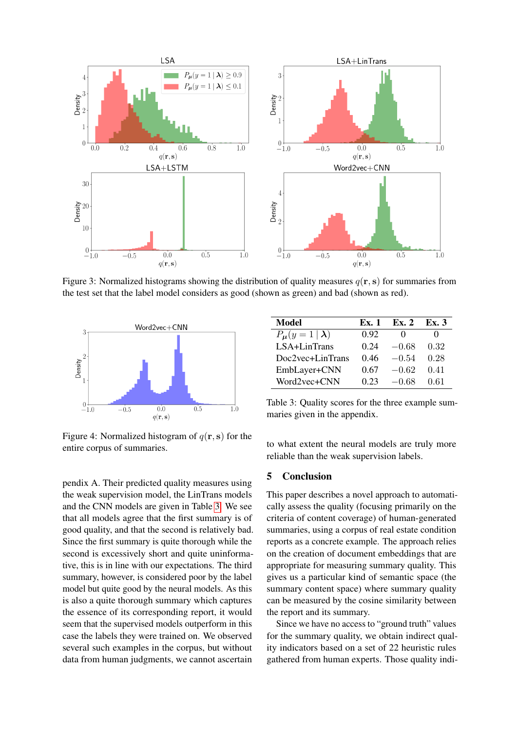Figure 3: Normalized histograms showing the distribution of quality measures $q(\mathbf{r}, \mathbf{s})$ for summaries from the test set that the label model considers as good (shown as green) and bad (shown as red).

Figure 4: Normalized histogram of $q(\mathbf{r}, \mathbf{s})$ for the entire corpus of summaries.

| Model | Ex. 1 | Ex. 2 | Ex. 3 |
|---|---|---|---|
| $P_\mu(y = 1 \mid \boldsymbol{\lambda})$ | 0.92 | 0 | 0 |
| LSA+LinTrans | 0.24 | $-0.68$ | 0.32 |
| Doc2vec+LinTrans | 0.46 | $-0.54$ | 0.28 |
| EmbLayer+CNN | 0.67 | $-0.62$ | 0.41 |
| Word2vec+CNN | 0.23 | $-0.68$ | 0.61 |

Table 3: Quality scores for the three example summaries given in the appendix.

pendix A. Their predicted quality measures using the weak supervision model, the LinTrans models and the CNN models are given in Table 3. We see that all models agree that the first summary is of good quality, and that the second is relatively bad. Since the first summary is quite thorough while the second is excessively short and quite uninformative, this is in line with our expectations. The third summary, however, is considered poor by the label model but quite good by the neural models. As this is also a quite thorough summary which captures the essence of its corresponding report, it would seem that the supervised models outperform in this case the labels they were trained on. We observed several such examples in the corpus, but without data from human judgments, we cannot ascertain to what extent the neural models are truly more reliable than the weak supervision labels.

## 5 Conclusion

This paper describes a novel approach to automatically assess the quality (focusing primarily on the criteria of content coverage) of human-generated summaries, using a corpus of real estate condition reports as a concrete example. The approach relies on the creation of document embeddings that are appropriate for measuring summary quality. This gives us a particular kind of semantic space (the summary content space) where summary quality can be measured by the cosine similarity between the report and its summary.

Since we have no access to "ground truth" values for the summary quality, we obtain indirect quality indicators based on a set of 22 heuristic rules gathered from human experts. Those quality indi-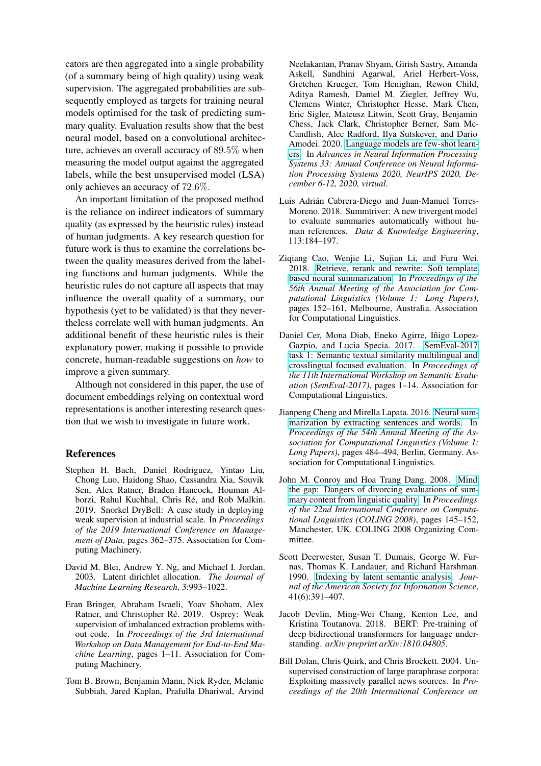cators are then aggregated into a single probability (of a summary being of high quality) using weak supervision. The aggregated probabilities are subsequently employed as targets for training neural models optimised for the task of predicting summary quality. Evaluation results show that the best neural model, based on a convolutional architecture, achieves an overall accuracy of 89.5% when measuring the model output against the aggregated labels, while the best unsupervised model (LSA) only achieves an accuracy of 72.6%.

An important limitation of the proposed method is the reliance on indirect indicators of summary quality (as expressed by the heuristic rules) instead of human judgments. A key research question for future work is thus to examine the correlations between the quality measures derived from the labeling functions and human judgments. While the heuristic rules do not capture all aspects that may influence the overall quality of a summary, our hypothesis (yet to be validated) is that they nevertheless correlate well with human judgments. An additional benefit of these heuristic rules is their explanatory power, making it possible to provide concrete, human-readable suggestions on *how* to improve a given summary.

Although not considered in this paper, the use of document embeddings relying on contextual word representations is another interesting research question that we wish to investigate in future work.

## References

Stephen H. Bach, Daniel Rodriguez, Yintao Liu, Chong Luo, Haidong Shao, Cassandra Xia, Souvik Sen, Alex Ratner, Braden Hancock, Houman Alborzi, Rahul Kuchhal, Chris Ré, and Rob Malkin. 2019. Snorkel DryBell: A case study in deploying weak supervision at industrial scale. In *Proceedings of the 2019 International Conference on Management of Data*, pages 362–375. Association for Computing Machinery.

David M. Blei, Andrew Y. Ng, and Michael I. Jordan. 2003. Latent dirichlet allocation. *The Journal of Machine Learning Research*, 3:993–1022.

Eran Bringer, Abraham Israeli, Yoav Shoham, Alex Ratner, and Christopher Ré. 2019. Osprey: Weak supervision of imbalanced extraction problems without code. In *Proceedings of the 3rd International Workshop on Data Management for End-to-End Machine Learning*, pages 1–11. Association for Computing Machinery.

Tom B. Brown, Benjamin Mann, Nick Ryder, Melanie Subbiah, Jared Kaplan, Prafulla Dhariwal, Arvind Neelakantan, Pranav Shyam, Girish Sastry, Amanda Askell, Sandhini Agarwal, Ariel Herbert-Voss, Gretchen Krueger, Tom Henighan, Rewon Child, Aditya Ramesh, Daniel M. Ziegler, Jeffrey Wu, Clemens Winter, Christopher Hesse, Mark Chen, Eric Sigler, Mateusz Litwin, Scott Gray, Benjamin Chess, Jack Clark, Christopher Berner, Sam McCandlish, Alec Radford, Ilya Sutskever, and Dario Amodei. 2020. Language models are few-shot learners. In *Advances in Neural Information Processing Systems 33: Annual Conference on Neural Information Processing Systems 2020, NeurIPS 2020, December 6-12, 2020, virtual*.

Luis Adrián Cabrera-Diego and Juan-Manuel Torres-Moreno. 2018. Summtriver: A new trivergent model to evaluate summaries automatically without human references. *Data & Knowledge Engineering*, 113:184–197.

Ziqiang Cao, Wenjie Li, Sujian Li, and Furu Wei. 2018. Retrieve, rerank and rewrite: Soft template based neural summarization. In *Proceedings of the 56th Annual Meeting of the Association for Computational Linguistics (Volume 1: Long Papers)*, pages 152–161, Melbourne, Australia. Association for Computational Linguistics.

Daniel Cer, Mona Diab, Eneko Agirre, Iñigo Lopez-Gazpio, and Lucia Specia. 2017. SemEval-2017 task 1: Semantic textual similarity multilingual and crosslingual focused evaluation. In *Proceedings of the 11th International Workshop on Semantic Evaluation (SemEval-2017)*, pages 1–14. Association for Computational Linguistics.

Jianpeng Cheng and Mirella Lapata. 2016. Neural summarization by extracting sentences and words. In *Proceedings of the 54th Annual Meeting of the Association for Computational Linguistics (Volume 1: Long Papers)*, pages 484–494, Berlin, Germany. Association for Computational Linguistics.

John M. Conroy and Hoa Trang Dang. 2008. Mind the gap: Dangers of divorcing evaluations of summary content from linguistic quality. In *Proceedings of the 22nd International Conference on Computational Linguistics (COLING 2008)*, pages 145–152, Manchester, UK. COLING 2008 Organizing Committee.

Scott Deerwester, Susan T. Dumais, George W. Furnas, Thomas K. Landauer, and Richard Harshman. 1990. Indexing by latent semantic analysis. *Journal of the American Society for Information Science*, 41(6):391–407.

Jacob Devlin, Ming-Wei Chang, Kenton Lee, and Kristina Toutanova. 2018. BERT: Pre-training of deep bidirectional transformers for language understanding. *arXiv preprint arXiv:1810.04805*.

Bill Dolan, Chris Quirk, and Chris Brockett. 2004. Unsupervised construction of large paraphrase corpora: Exploiting massively parallel news sources. In *Proceedings of the 20th International Conference on*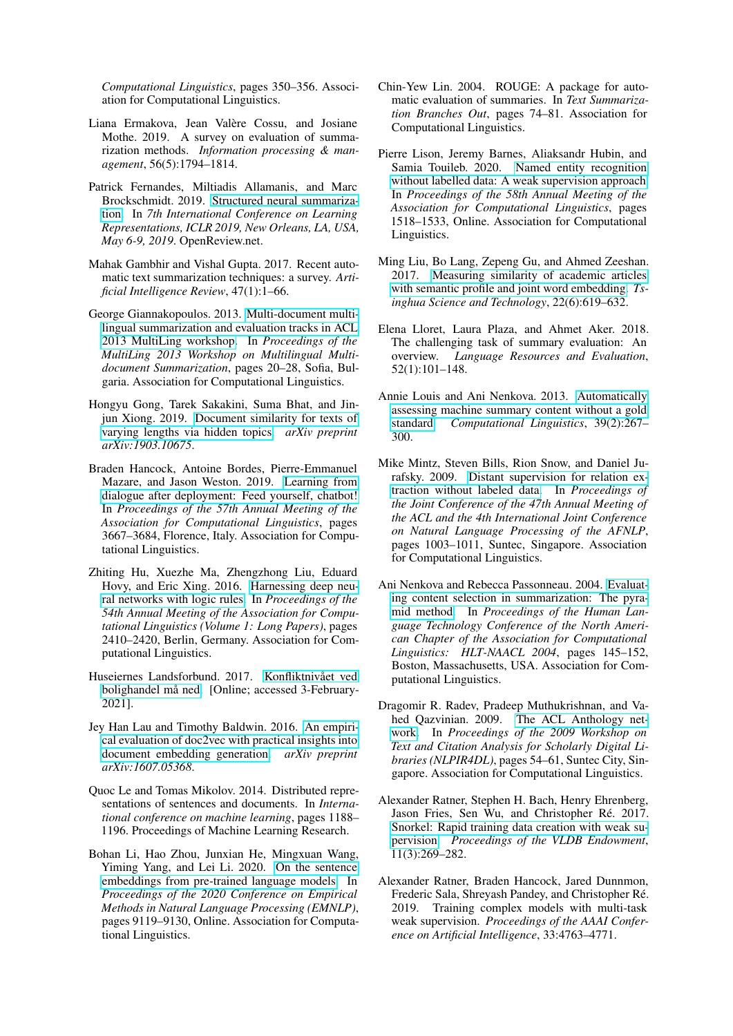*Computational Linguistics*, pages 350–356. Association for Computational Linguistics.

Liana Ermakova, Jean Valère Cossu, and Josiane Mothe. 2019. A survey on evaluation of summarization methods. *Information processing & management*, 56(5):1794–1814.

Patrick Fernandes, Miltiadis Allamanis, and Marc Brockschmidt. 2019. Structured neural summarization. In *7th International Conference on Learning Representations, ICLR 2019, New Orleans, LA, USA, May 6-9, 2019*. OpenReview.net.

Mahak Gambhir and Vishal Gupta. 2017. Recent automatic text summarization techniques: a survey. *Artificial Intelligence Review*, 47(1):1–66.

George Giannakopoulos. 2013. Multi-document multilingual summarization and evaluation tracks in ACL 2013 MultiLing workshop. In *Proceedings of the MultiLing 2013 Workshop on Multilingual Multi-document Summarization*, pages 20–28, Sofia, Bulgaria. Association for Computational Linguistics.

Hongyu Gong, Tarek Sakakini, Suma Bhat, and Jinjun Xiong. 2019. Document similarity for texts of varying lengths via hidden topics. *arXiv preprint arXiv:1903.10675*.

Braden Hancock, Antoine Bordes, Pierre-Emmanuel Mazare, and Jason Weston. 2019. Learning from dialogue after deployment: Feed yourself, chatbot! In *Proceedings of the 57th Annual Meeting of the Association for Computational Linguistics*, pages 3667–3684, Florence, Italy. Association for Computational Linguistics.

Zhiting Hu, Xuezhe Ma, Zhengzhong Liu, Eduard Hovy, and Eric Xing. 2016. Harnessing deep neural networks with logic rules. In *Proceedings of the 54th Annual Meeting of the Association for Computational Linguistics (Volume 1: Long Papers)*, pages 2410–2420, Berlin, Germany. Association for Computational Linguistics.

Huseiernes Landsforbund. 2017. Konfliktnivået ved bolighandel må ned. [Online; accessed 3-February-2021].

Jey Han Lau and Timothy Baldwin. 2016. An empirical evaluation of doc2vec with practical insights into document embedding generation. *arXiv preprint arXiv:1607.05368*.

Quoc Le and Tomas Mikolov. 2014. Distributed representations of sentences and documents. In *International conference on machine learning*, pages 1188–1196. Proceedings of Machine Learning Research.

Bohan Li, Hao Zhou, Junxian He, Mingxuan Wang, Yiming Yang, and Lei Li. 2020. On the sentence embeddings from pre-trained language models. In *Proceedings of the 2020 Conference on Empirical Methods in Natural Language Processing (EMNLP)*, pages 9119–9130, Online. Association for Computational Linguistics.

Chin-Yew Lin. 2004. ROUGE: A package for automatic evaluation of summaries. In *Text Summarization Branches Out*, pages 74–81. Association for Computational Linguistics.

Pierre Lison, Jeremy Barnes, Aliaksandr Hubin, and Samia Touileb. 2020. Named entity recognition without labelled data: A weak supervision approach. In *Proceedings of the 58th Annual Meeting of the Association for Computational Linguistics*, pages 1518–1533, Online. Association for Computational Linguistics.

Ming Liu, Bo Lang, Zepeng Gu, and Ahmed Zeeshan. 2017. Measuring similarity of academic articles with semantic profile and joint word embedding. *Tsinghua Science and Technology*, 22(6):619–632.

Elena Lloret, Laura Plaza, and Ahmet Aker. 2018. The challenging task of summary evaluation: An overview. *Language Resources and Evaluation*, 52(1):101–148.

Annie Louis and Ani Nenkova. 2013. Automatically assessing machine summary content without a gold standard. *Computational Linguistics*, 39(2):267–300.

Mike Mintz, Steven Bills, Rion Snow, and Daniel Jurafsky. 2009. Distant supervision for relation extraction without labeled data. In *Proceedings of the Joint Conference of the 47th Annual Meeting of the ACL and the 4th International Joint Conference on Natural Language Processing of the AFNLP*, pages 1003–1011, Suntec, Singapore. Association for Computational Linguistics.

Ani Nenkova and Rebecca Passonneau. 2004. Evaluating content selection in summarization: The pyramid method. In *Proceedings of the Human Language Technology Conference of the North American Chapter of the Association for Computational Linguistics: HLT-NAACL 2004*, pages 145–152, Boston, Massachusetts, USA. Association for Computational Linguistics.

Dragomir R. Radev, Pradeep Muthukrishnan, and Vahed Qazvinian. 2009. The ACL Anthology network. In *Proceedings of the 2009 Workshop on Text and Citation Analysis for Scholarly Digital Libraries (NLPIR4DL)*, pages 54–61, Suntec City, Singapore. Association for Computational Linguistics.

Alexander Ratner, Stephen H. Bach, Henry Ehrenberg, Jason Fries, Sen Wu, and Christopher Ré. 2017. Snorkel: Rapid training data creation with weak supervision. *Proceedings of the VLDB Endowment*, 11(3):269–282.

Alexander Ratner, Braden Hancock, Jared Dunnmon, Frederic Sala, Shreyash Pandey, and Christopher Ré. 2019. Training complex models with multi-task weak supervision. *Proceedings of the AAAI Conference on Artificial Intelligence*, 33:4763–4771.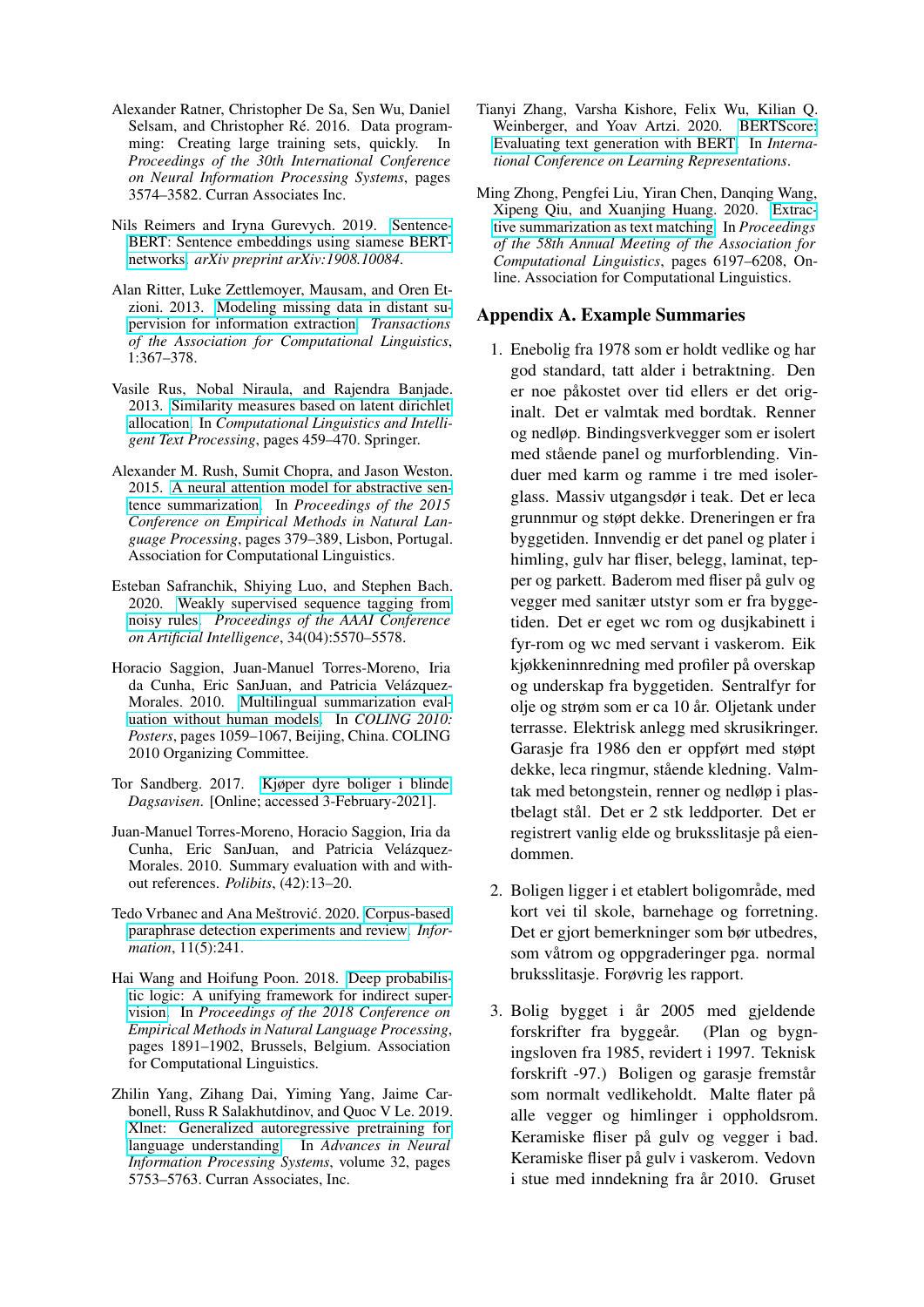Alexander Ratner, Christopher De Sa, Sen Wu, Daniel Selsam, and Christopher Ré. 2016. Data programming: Creating large training sets, quickly. In *Proceedings of the 30th International Conference on Neural Information Processing Systems*, pages 3574–3582. Curran Associates Inc.

Nils Reimers and Iryna Gurevych. 2019. Sentence-BERT: Sentence embeddings using siamese BERT-networks. *arXiv preprint arXiv:1908.10084*.

Alan Ritter, Luke Zettlemoyer, Mausam, and Oren Etzioni. 2013. Modeling missing data in distant supervision for information extraction. *Transactions of the Association for Computational Linguistics*, 1:367–378.

Vasile Rus, Nobal Niraula, and Rajendra Banjade. 2013. Similarity measures based on latent dirichlet allocation. In *Computational Linguistics and Intelligent Text Processing*, pages 459–470. Springer.

Alexander M. Rush, Sumit Chopra, and Jason Weston. 2015. A neural attention model for abstractive sentence summarization. In *Proceedings of the 2015 Conference on Empirical Methods in Natural Language Processing*, pages 379–389, Lisbon, Portugal. Association for Computational Linguistics.

Esteban Safranchik, Shiying Luo, and Stephen Bach. 2020. Weakly supervised sequence tagging from noisy rules. *Proceedings of the AAAI Conference on Artificial Intelligence*, 34(04):5570–5578.

Horacio Saggion, Juan-Manuel Torres-Moreno, Iria da Cunha, Eric SanJuan, and Patricia Velázquez-Morales. 2010. Multilingual summarization evaluation without human models. In *COLING 2010: Posters*, pages 1059–1067, Beijing, China. COLING 2010 Organizing Committee.

Tor Sandberg. 2017. Kjøper dyre boliger i blinde. *Dagsavisen*. [Online; accessed 3-February-2021].

Juan-Manuel Torres-Moreno, Horacio Saggion, Iria da Cunha, Eric SanJuan, and Patricia Velázquez-Morales. 2010. Summary evaluation with and without references. *Polibits*, (42):13–20.

Tedo Vrbanec and Ana Meštrović. 2020. Corpus-based paraphrase detection experiments and review. *Information*, 11(5):241.

Hai Wang and Hoifung Poon. 2018. Deep probabilistic logic: A unifying framework for indirect supervision. In *Proceedings of the 2018 Conference on Empirical Methods in Natural Language Processing*, pages 1891–1902, Brussels, Belgium. Association for Computational Linguistics.

Zhilin Yang, Zihang Dai, Yiming Yang, Jaime Carbonell, Russ R Salakhutdinov, and Quoc V Le. 2019. Xlnet: Generalized autoregressive pretraining for language understanding. In *Advances in Neural Information Processing Systems*, volume 32, pages 5753–5763. Curran Associates, Inc.

Tianyi Zhang, Varsha Kishore, Felix Wu, Kilian Q. Weinberger, and Yoav Artzi. 2020. BERTScore: Evaluating text generation with BERT. In *International Conference on Learning Representations*.

Ming Zhong, Pengfei Liu, Yiran Chen, Danqing Wang, Xipeng Qiu, and Xuanjing Huang. 2020. Extractive summarization as text matching. In *Proceedings of the 58th Annual Meeting of the Association for Computational Linguistics*, pages 6197–6208, Online. Association for Computational Linguistics.

## Appendix A. Example Summaries

1. Enebolig fra 1978 som er holdt vedlike og har god standard, tatt alder i betraktning. Den er noe påkostet over tid ellers er det originalt. Det er valmtak med bordtak. Renner og nedløp. Bindingsverkvegger som er isolert med stående panel og murforblending. Vinduer med karm og ramme i tre med isolerglass. Massiv utgangsdør i teak. Det er leca grunnmur og støpt dekke. Dreneringen er fra byggetiden. Innvendig er det panel og plater i himling, gulv har fliser, belegg, laminat, tepper og parkett. Baderom med fliser på gulv og vegger med sanitær utstyr som er fra byggetiden. Det er eget wc rom og dusjkabinett i fyr-rom og wc med servant i vaskerom. Eik kjøkkeninnredning med profiler på overskap og underskap fra byggetiden. Sentralfyr for olje og strøm som er ca 10 år. Oljetank under terrasse. Elektrisk anlegg med skrusikringer. Garasje fra 1986 den er oppført med støpt dekke, leca ringmur, stående kledning. Valmtak med betongstein, renner og nedløp i plastbelagt stål. Det er 2 stk leddporter. Det er registrert vanlig elde og bruksslitasje på eiendommen.

2. Boligen ligger i et etablert boligområde, med kort vei til skole, barnehage og forretning. Det er gjort bemerkninger som bør utbedres, som våtrom og oppgraderinger pga. normal bruksslitasje. Forøvrig les rapport.

3. Bolig bygget i år 2005 med gjeldende forskrifter fra byggeår. (Plan og bygningsloven fra 1985, revidert i 1997. Teknisk forskrift -97.) Boligen og garasje fremstår som normalt vedlikeholdt. Malte flater på alle vegger og himlinger i oppholdsrom. Keramiske fliser på gulv og vegger i bad. Keramiske fliser på gulv i vaskerom. Vedovn i stue med inndekning fra år 2010. Gruset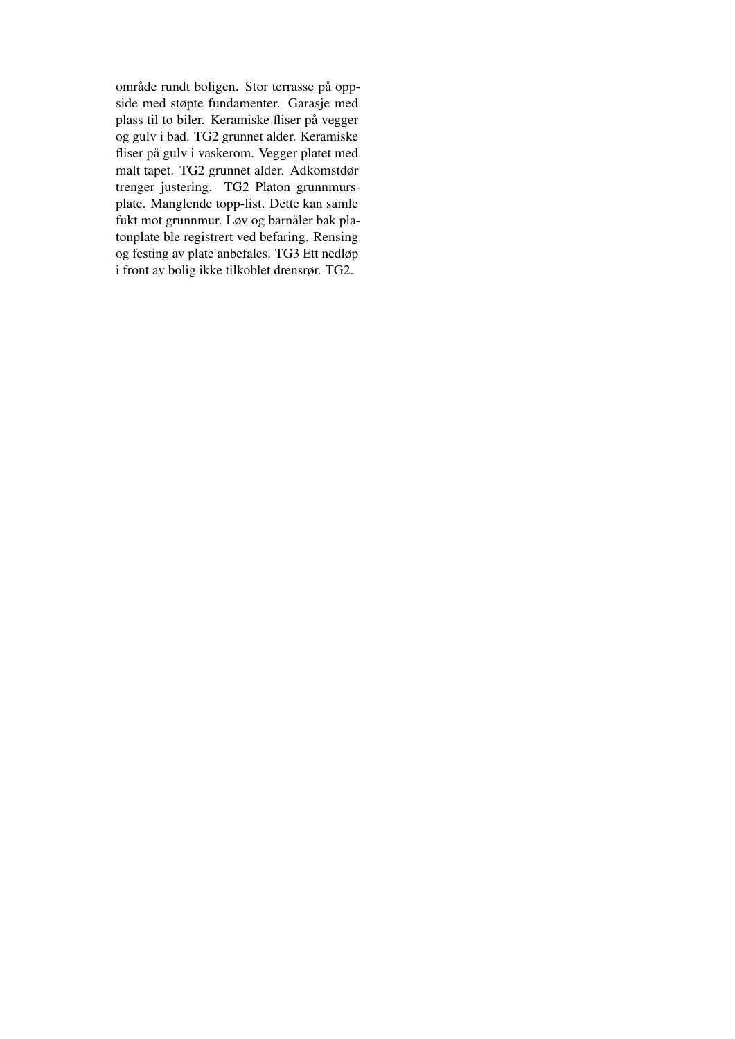område rundt boligen. Stor terrasse på oppside med støpte fundamenter. Garasje med plass til to biler. Keramiske fliser på vegger og gulv i bad. TG2 grunnet alder. Keramiske fliser på gulv i vaskerom. Vegger platet med malt tapet. TG2 grunnet alder. Adkomstdør trenger justering. TG2 Platon grunnmursplate. Manglende topp-list. Dette kan samle fukt mot grunnmur. Løv og barnåler bak platonplate ble registrert ved befaring. Rensing og festing av plate anbefales. TG3 Ett nedløp i front av bolig ikke tilkoblet drensrør. TG2.